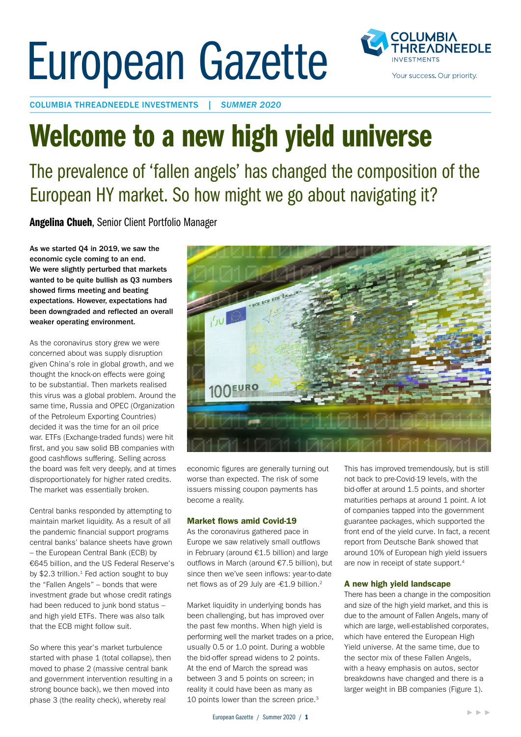# European Gazette

COLUMBIA THREADNEEDLE INVESTMENTS | *SUMMER 2020*

# Welcome to a new high yield universe

## The prevalence of 'fallen angels' has changed the composition of the European HY market. So how might we go about navigating it?

**Angelina Chueh**, Senior Client Portfolio Manager

**As we started Q4 in 2019, we saw the economic cycle coming to an end. We were slightly perturbed that markets wanted to be quite bullish as Q3 numbers showed firms meeting and beating expectations. However, expectations had been downgraded and reflected an overall weaker operating environment.**

As the coronavirus story grew we were concerned about was supply disruption given China's role in global growth, and we thought the knock-on effects were going to be substantial. Then markets realised this virus was a global problem. Around the same time, Russia and OPEC (Organization of the Petroleum Exporting Countries) decided it was the time for an oil price war. ETFs (Exchange-traded funds) were hit first, and you saw solid BB companies with good cashflows suffering. Selling across the board was felt very deeply, and at times disproportionately for higher rated credits. The market was essentially broken.

Central banks responded by attempting to maintain market liquidity. As a result of all the pandemic financial support programs central banks' balance sheets have grown – the European Central Bank (ECB) by €645 billion, and the US Federal Reserve's by $2.3 trillion.[1] Fed action sought to buy the "Fallen Angels" – bonds that were investment grade but whose credit ratings had been reduced to junk bond status – and high yield ETFs. There was also talk that the ECB might follow suit.

So where this year's market turbulence started with phase 1 (total collapse), then moved to phase 2 (massive central bank and government intervention resulting in a strong bounce back), we then moved into phase 3 (the reality check), whereby real economic figures are generally turning out worse than expected. The risk of some issuers missing coupon payments has become a reality.

### Market flows amid Covid-19

As the coronavirus gathered pace in Europe we saw relatively small outflows in February (around €1.5 billion) and large outflows in March (around €7.5 billion), but since then we've seen inflows: year-to-date net flows as of 29 July are -€1.9 billion.[2]

Market liquidity in underlying bonds has been challenging, but has improved over the past few months. When high yield is performing well the market trades on a price, usually 0.5 or 1.0 point. During a wobble the bid-offer spread widens to 2 points. At the end of March the spread was between 3 and 5 points on screen; in reality it could have been as many as 10 points lower than the screen price.[3]

This has improved tremendously, but is still not back to pre-Covid-19 levels, with the bid-offer at around 1.5 points, and shorter maturities perhaps at around 1 point. A lot of companies tapped into the government guarantee packages, which supported the front end of the yield curve. In fact, a recent report from Deutsche Bank showed that around 10% of European high yield issuers are now in receipt of state support.[4]

### A new high yield landscape

There has been a change in the composition and size of the high yield market, and this is due to the amount of Fallen Angels, many of which are large, well-established corporates, which have entered the European High Yield universe. At the same time, due to the sector mix of these Fallen Angels, with a heavy emphasis on autos, sector breakdowns have changed and there is a larger weight in BB companies (Figure 1).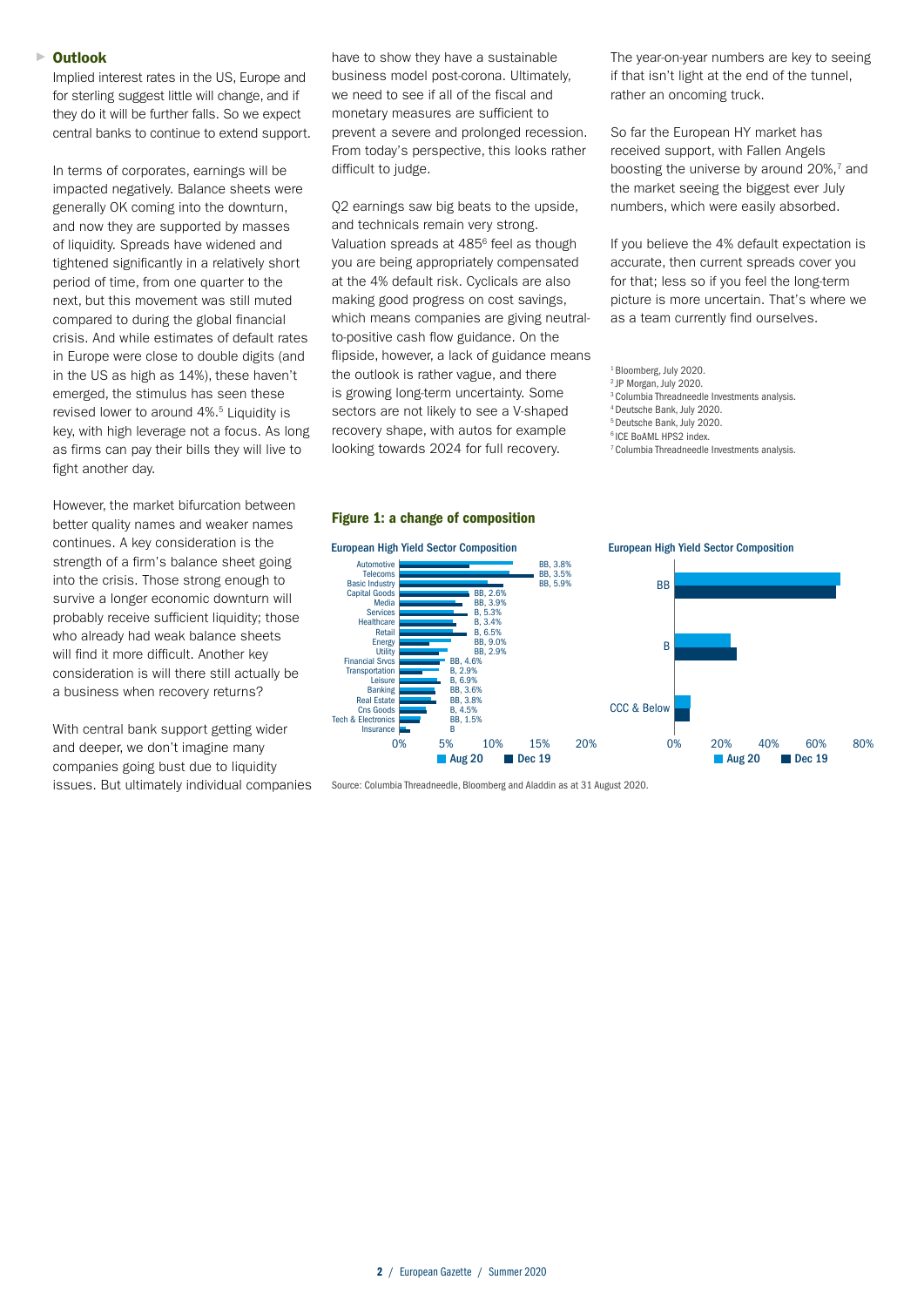## Outlook

Implied interest rates in the US, Europe and for sterling suggest little will change, and if they do it will be further falls. So we expect central banks to continue to extend support.

In terms of corporates, earnings will be impacted negatively. Balance sheets were generally OK coming into the downturn, and now they are supported by masses of liquidity. Spreads have widened and tightened significantly in a relatively short period of time, from one quarter to the next, but this movement was still muted compared to during the global financial crisis. And while estimates of default rates in Europe were close to double digits (and in the US as high as 14%), these haven't emerged, the stimulus has seen these revised lower to around 4%.[5] Liquidity is key, with high leverage not a focus. As long as firms can pay their bills they will live to fight another day.

However, the market bifurcation between better quality names and weaker names continues. A key consideration is the strength of a firm's balance sheet going into the crisis. Those strong enough to survive a longer economic downturn will probably receive sufficient liquidity; those who already had weak balance sheets will find it more difficult. Another key consideration is will there still actually be a business when recovery returns?

With central bank support getting wider and deeper, we don't imagine many companies going bust due to liquidity issues. But ultimately individual companies have to show they have a sustainable business model post-corona. Ultimately, we need to see if all of the fiscal and monetary measures are sufficient to prevent a severe and prolonged recession. From today's perspective, this looks rather difficult to judge.

Q2 earnings saw big beats to the upside, and technicals remain very strong. Valuation spreads at 485[6] feel as though you are being appropriately compensated at the 4% default risk. Cyclicals are also making good progress on cost savings, which means companies are giving neutral-to-positive cash flow guidance. On the flipside, however, a lack of guidance means the outlook is rather vague, and there is growing long-term uncertainty. Some sectors are not likely to see a V-shaped recovery shape, with autos for example looking towards 2024 for full recovery.

The year-on-year numbers are key to seeing if that isn't light at the end of the tunnel, rather an oncoming truck.

So far the European HY market has received support, with Fallen Angels boosting the universe by around 20%,[7] and the market seeing the biggest ever July numbers, which were easily absorbed.

If you believe the 4% default expectation is accurate, then current spreads cover you for that; less so if you feel the long-term picture is more uncertain. That's where we as a team currently find ourselves.

[1] Bloomberg, July 2020.
[2] JP Morgan, July 2020.
[3] Columbia Threadneedle Investments analysis.
[4] Deutsche Bank, July 2020.
[5] Deutsche Bank, July 2020.
[6] ICE BoAML HPS2 index.
[7] Columbia Threadneedle Investments analysis.

### Figure 1: a change of composition

**European High Yield Sector Composition**

| Sector | Label |
|---|---|
| Automotive | BB, 3.8% |
| Telecoms | BB, 3.5% |
| Basic Industry | BB, 5.9% |
| Capital Goods | BB, 2.6% |
| Media | BB, 3.9% |
| Services | B, 5.3% |
| Healthcare | B, 3.4% |
| Retail | B, 6.5% |
| Energy | BB, 9.0% |
| Utility | BB, 2.9% |
| Financial Srvcs | BB, 4.6% |
| Transportation | B, 2.9% |
| Leisure | B, 6.9% |
| Banking | BB, 3.6% |
| Real Estate | BB, 3.8% |
| Cns Goods | B, 4.5% |
| Tech & Electronics | BB, 1.5% |
| Insurance | B |

Axis: 0%, 5%, 10%, 15%, 20% — Aug 20, Dec 19

**European High Yield Sector Composition**

Categories: BB, B, CCC & Below

Axis: 0%, 20%, 40%, 60%, 80% — Aug 20, Dec 19

Source: Columbia Threadneedle, Bloomberg and Aladdin as at 31 August 2020.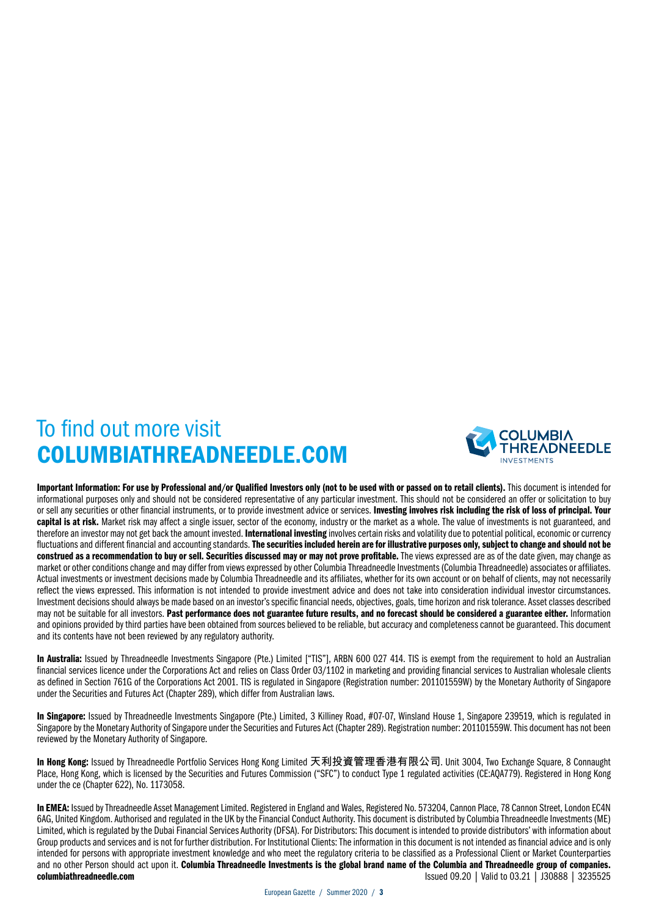# To find out more visit
# COLUMBIATHREADNEEDLE.COM

**Important Information: For use by Professional and/or Qualified Investors only (not to be used with or passed on to retail clients).** This document is intended for informational purposes only and should not be considered representative of any particular investment. This should not be considered an offer or solicitation to buy or sell any securities or other financial instruments, or to provide investment advice or services. **Investing involves risk including the risk of loss of principal. Your capital is at risk.** Market risk may affect a single issuer, sector of the economy, industry or the market as a whole. The value of investments is not guaranteed, and therefore an investor may not get back the amount invested. **International investing** involves certain risks and volatility due to potential political, economic or currency fluctuations and different financial and accounting standards. **The securities included herein are for illustrative purposes only, subject to change and should not be construed as a recommendation to buy or sell. Securities discussed may or may not prove profitable.** The views expressed are as of the date given, may change as market or other conditions change and may differ from views expressed by other Columbia Threadneedle Investments (Columbia Threadneedle) associates or affiliates. Actual investments or investment decisions made by Columbia Threadneedle and its affiliates, whether for its own account or on behalf of clients, may not necessarily reflect the views expressed. This information is not intended to provide investment advice and does not take into consideration individual investor circumstances. Investment decisions should always be made based on an investor's specific financial needs, objectives, goals, time horizon and risk tolerance. Asset classes described may not be suitable for all investors. **Past performance does not guarantee future results, and no forecast should be considered a guarantee either.** Information and opinions provided by third parties have been obtained from sources believed to be reliable, but accuracy and completeness cannot be guaranteed. This document and its contents have not been reviewed by any regulatory authority.

**In Australia:** Issued by Threadneedle Investments Singapore (Pte.) Limited ["TIS"], ARBN 600 027 414. TIS is exempt from the requirement to hold an Australian financial services licence under the Corporations Act and relies on Class Order 03/1102 in marketing and providing financial services to Australian wholesale clients as defined in Section 761G of the Corporations Act 2001. TIS is regulated in Singapore (Registration number: 201101559W) by the Monetary Authority of Singapore under the Securities and Futures Act (Chapter 289), which differ from Australian laws.

**In Singapore:** Issued by Threadneedle Investments Singapore (Pte.) Limited, 3 Killiney Road, #07-07, Winsland House 1, Singapore 239519, which is regulated in Singapore by the Monetary Authority of Singapore under the Securities and Futures Act (Chapter 289). Registration number: 201101559W. This document has not been reviewed by the Monetary Authority of Singapore.

**In Hong Kong:** Issued by Threadneedle Portfolio Services Hong Kong Limited 天利投資管理香港有限公司. Unit 3004, Two Exchange Square, 8 Connaught Place, Hong Kong, which is licensed by the Securities and Futures Commission ("SFC") to conduct Type 1 regulated activities (CE:AQA779). Registered in Hong Kong under the ce (Chapter 622), No. 1173058.

**In EMEA:** Issued by Threadneedle Asset Management Limited. Registered in England and Wales, Registered No. 573204, Cannon Place, 78 Cannon Street, London EC4N 6AG, United Kingdom. Authorised and regulated in the UK by the Financial Conduct Authority. This document is distributed by Columbia Threadneedle Investments (ME) Limited, which is regulated by the Dubai Financial Services Authority (DFSA). For Distributors: This document is intended to provide distributors' with information about Group products and services and is not for further distribution. For Institutional Clients: The information in this document is not intended as financial advice and is only intended for persons with appropriate investment knowledge and who meet the regulatory criteria to be classified as a Professional Client or Market Counterparties and no other Person should act upon it. **Columbia Threadneedle Investments is the global brand name of the Columbia and Threadneedle group of companies.**
**columbiathreadneedle.com**

Issued 09.20 | Valid to 03.21 | J30888 | 3235525